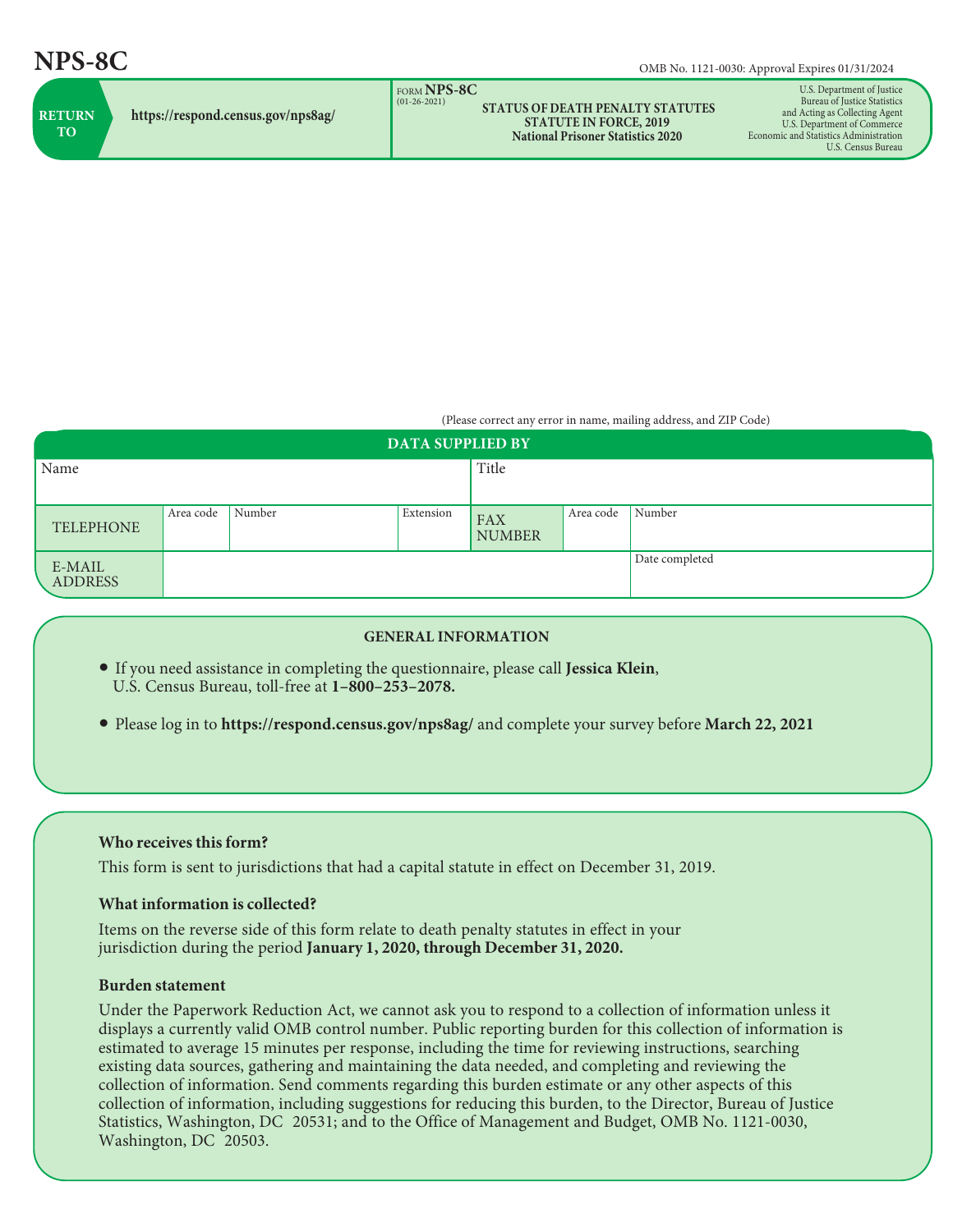# NPS-8C

OMB No. 1121-0030: Approval Expires 01/31/2024

| RETURN TO | https://respond.census.gov/nps8ag/ |
|---|---|

FORM **NPS-8C**
(01-26-2021)

**STATUS OF DEATH PENALTY STATUTES**
**STATUTE IN FORCE, 2019**
**National Prisoner Statistics 2020**

U.S. Department of Justice
Bureau of Justice Statistics
and Acting as Collecting Agent
U.S. Department of Commerce
Economic and Statistics Administration
U.S. Census Bureau

(Please correct any error in name, mailing address, and ZIP Code)

| DATA SUPPLIED BY | | | | | | |
|---|---|---|---|---|---|---|
| Name | | | | Title | | |
| TELEPHONE | Area code | Number | Extension | FAX NUMBER | Area code | Number |
| E-MAIL ADDRESS | | | | | | Date completed |

## GENERAL INFORMATION

- If you need assistance in completing the questionnaire, please call **Jessica Klein**, U.S. Census Bureau, toll-free at **1–800–253–2078.**
- Please log in to **https://respond.census.gov/nps8ag/** and complete your survey before **March 22, 2021**

### Who receives this form?

This form is sent to jurisdictions that had a capital statute in effect on December 31, 2019.

### What information is collected?

Items on the reverse side of this form relate to death penalty statutes in effect in your jurisdiction during the period **January 1, 2020, through December 31, 2020.**

### Burden statement

Under the Paperwork Reduction Act, we cannot ask you to respond to a collection of information unless it displays a currently valid OMB control number. Public reporting burden for this collection of information is estimated to average 15 minutes per response, including the time for reviewing instructions, searching existing data sources, gathering and maintaining the data needed, and completing and reviewing the collection of information. Send comments regarding this burden estimate or any other aspects of this collection of information, including suggestions for reducing this burden, to the Director, Bureau of Justice Statistics, Washington, DC 20531; and to the Office of Management and Budget, OMB No. 1121-0030, Washington, DC 20503.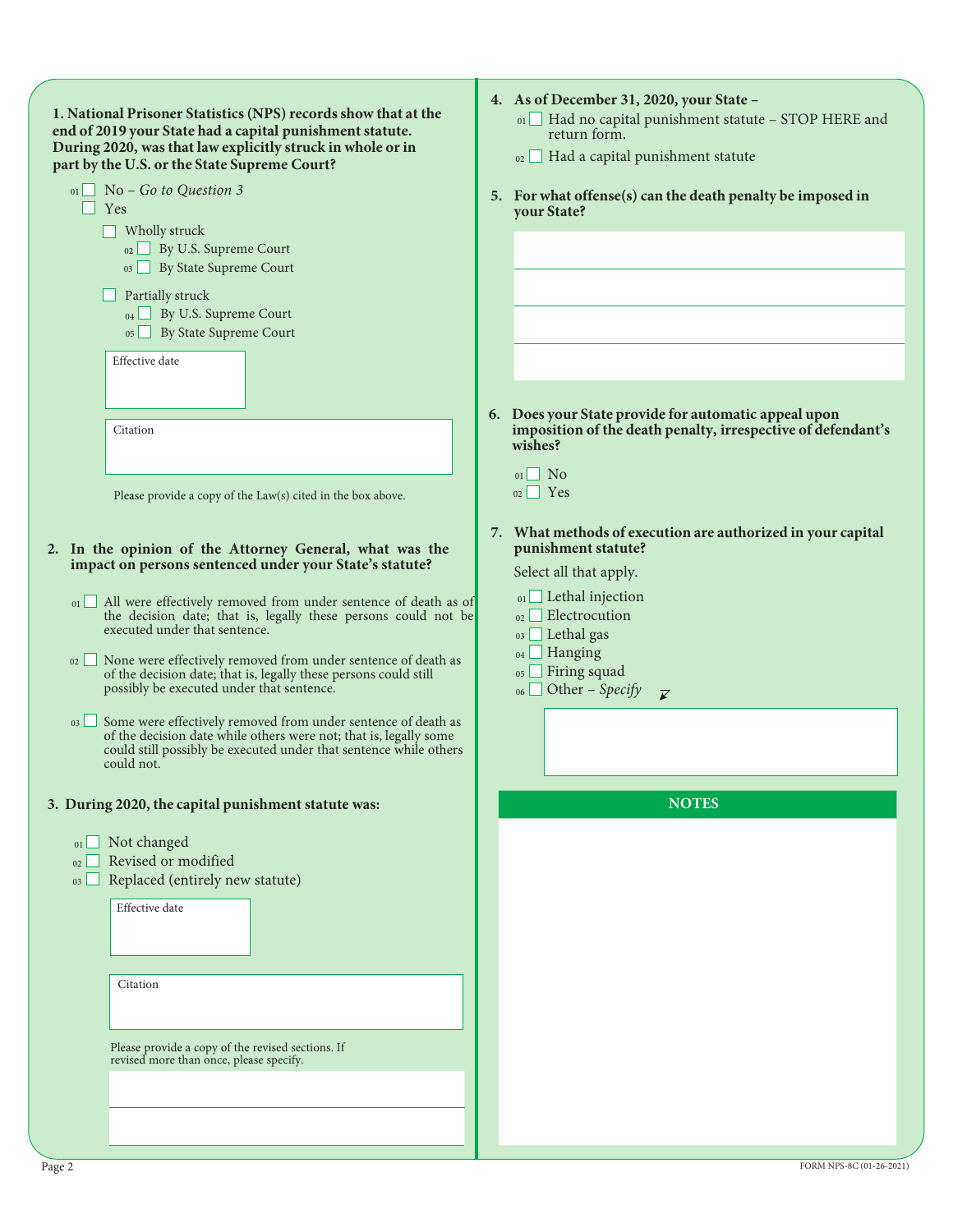**1. National Prisoner Statistics (NPS) records show that at the end of 2019 your State had a capital punishment statute. During 2020, was that law explicitly struck in whole or in part by the U.S. or the State Supreme Court?**

- 01 ☐ No – *Go to Question 3*
- ☐ Yes
  - ☐ Wholly struck
    - 02 ☐ By U.S. Supreme Court
    - 03 ☐ By State Supreme Court
  - ☐ Partially struck
    - 04 ☐ By U.S. Supreme Court
    - 05 ☐ By State Supreme Court

Effective date

Citation

Please provide a copy of the Law(s) cited in the box above.

**2. In the opinion of the Attorney General, what was the impact on persons sentenced under your State's statute?**

- 01 ☐ All were effectively removed from under sentence of death as of the decision date; that is, legally these persons could not be executed under that sentence.
- 02 ☐ None were effectively removed from under sentence of death as of the decision date; that is, legally these persons could still possibly be executed under that sentence.
- 03 ☐ Some were effectively removed from under sentence of death as of the decision date while others were not; that is, legally some could still possibly be executed under that sentence while others could not.

**3. During 2020, the capital punishment statute was:**

- 01 ☐ Not changed
- 02 ☐ Revised or modified
- 03 ☐ Replaced (entirely new statute)

Effective date

Citation

Please provide a copy of the revised sections. If revised more than once, please specify.

**4. As of December 31, 2020, your State –**

- 01 ☐ Had no capital punishment statute – STOP HERE and return form.
- 02 ☐ Had a capital punishment statute

**5. For what offense(s) can the death penalty be imposed in your State?**

**6. Does your State provide for automatic appeal upon imposition of the death penalty, irrespective of defendant's wishes?**

- 01 ☐ No
- 02 ☐ Yes

**7. What methods of execution are authorized in your capital punishment statute?**

Select all that apply.

- 01 ☐ Lethal injection
- 02 ☐ Electrocution
- 03 ☐ Lethal gas
- 04 ☐ Hanging
- 05 ☐ Firing squad
- 06 ☐ Other – *Specify*

**NOTES**

FORM NPS-8C (01-26-2021)